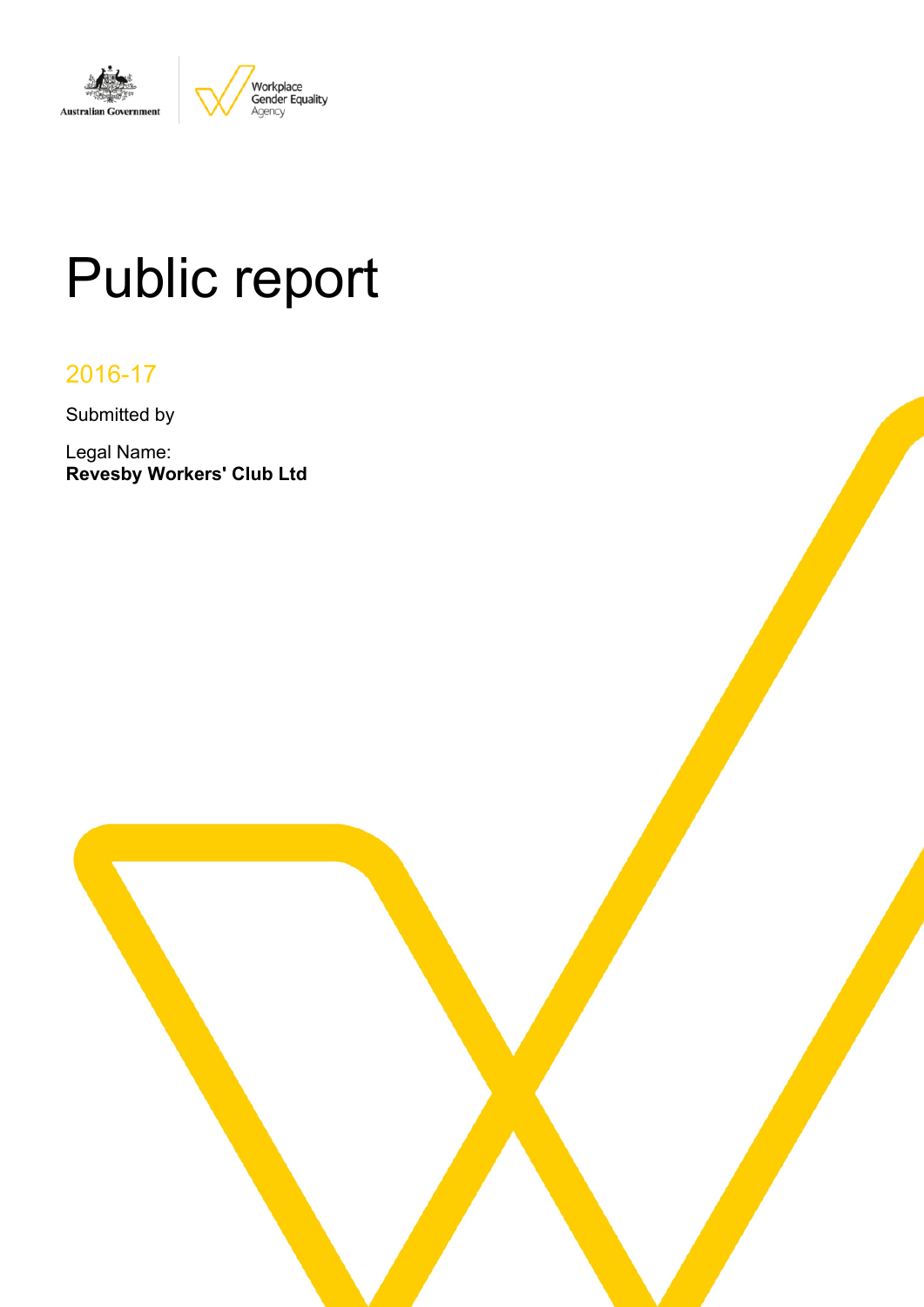Australian Government | Workplace Gender Equality Agency

# Public report

2016-17

Submitted by

Legal Name:
**Revesby Workers' Club Ltd**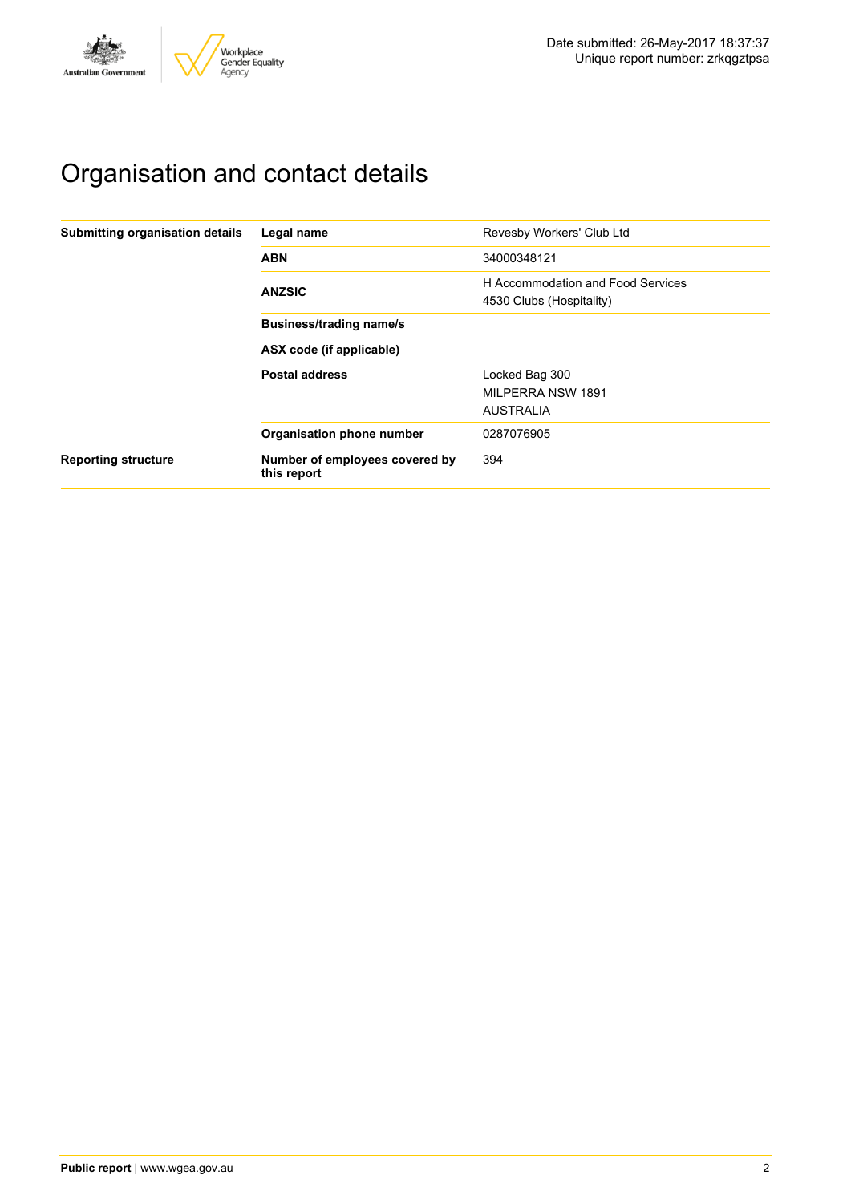# Organisation and contact details

| | | |
|---|---|---|
| **Submitting organisation details** | **Legal name** | Revesby Workers' Club Ltd |
| | **ABN** | 34000348121 |
| | **ANZSIC** | H Accommodation and Food Services<br>4530 Clubs (Hospitality) |
| | **Business/trading name/s** | |
| | **ASX code (if applicable)** | |
| | **Postal address** | Locked Bag 300<br>MILPERRA NSW 1891<br>AUSTRALIA |
| | **Organisation phone number** | 0287076905 |
| **Reporting structure** | **Number of employees covered by this report** | 394 |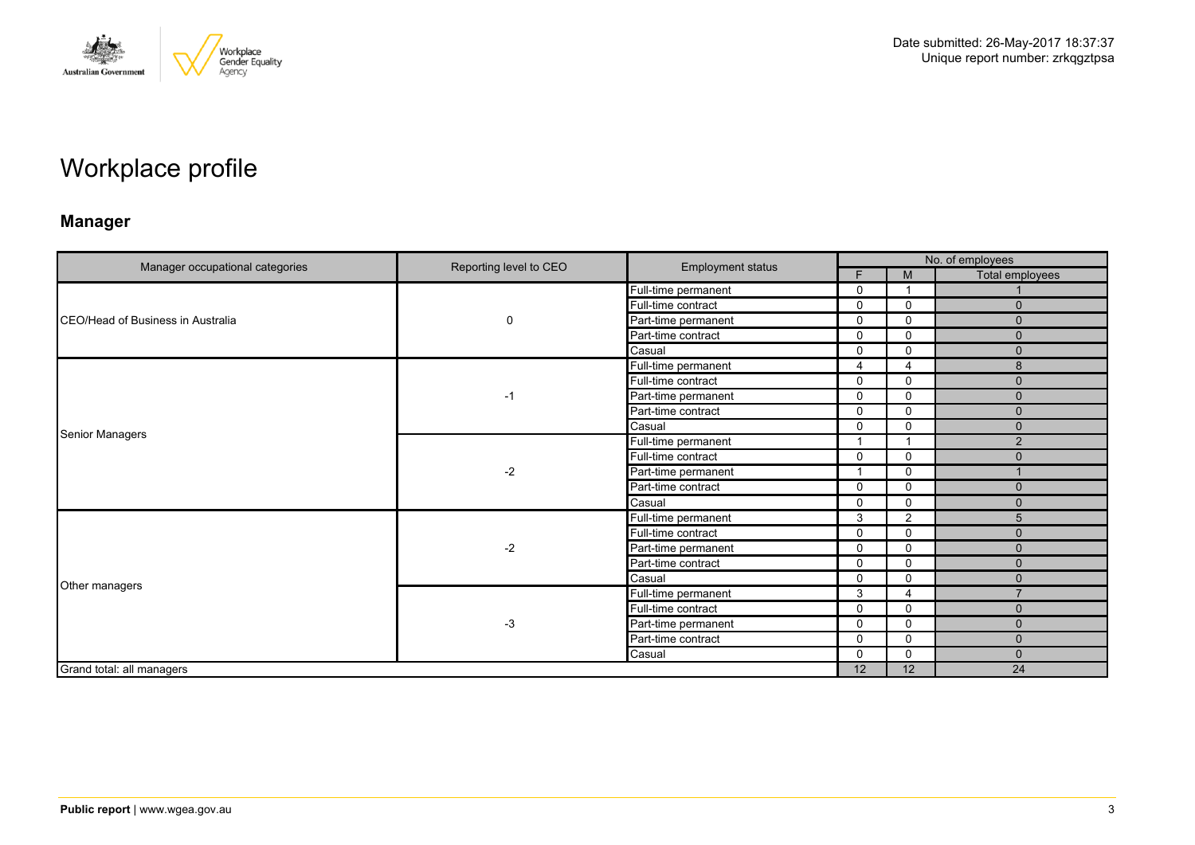Date submitted: 26-May-2017 18:37:37
Unique report number: zrkqgztpsa

# Workplace profile

## Manager

| Manager occupational categories | Reporting level to CEO | Employment status | No. of employees | | |
|---|---|---|---|---|---|
| | | | F | M | Total employees |
| CEO/Head of Business in Australia | 0 | Full-time permanent | 0 | 1 | 1 |
| | | Full-time contract | 0 | 0 | 0 |
| | | Part-time permanent | 0 | 0 | 0 |
| | | Part-time contract | 0 | 0 | 0 |
| | | Casual | 0 | 0 | 0 |
| Senior Managers | -1 | Full-time permanent | 4 | 4 | 8 |
| | | Full-time contract | 0 | 0 | 0 |
| | | Part-time permanent | 0 | 0 | 0 |
| | | Part-time contract | 0 | 0 | 0 |
| | | Casual | 0 | 0 | 0 |
| | -2 | Full-time permanent | 1 | 1 | 2 |
| | | Full-time contract | 0 | 0 | 0 |
| | | Part-time permanent | 1 | 0 | 1 |
| | | Part-time contract | 0 | 0 | 0 |
| | | Casual | 0 | 0 | 0 |
| Other managers | -2 | Full-time permanent | 3 | 2 | 5 |
| | | Full-time contract | 0 | 0 | 0 |
| | | Part-time permanent | 0 | 0 | 0 |
| | | Part-time contract | 0 | 0 | 0 |
| | | Casual | 0 | 0 | 0 |
| | -3 | Full-time permanent | 3 | 4 | 7 |
| | | Full-time contract | 0 | 0 | 0 |
| | | Part-time permanent | 0 | 0 | 0 |
| | | Part-time contract | 0 | 0 | 0 |
| | | Casual | 0 | 0 | 0 |
| Grand total: all managers | | | 12 | 12 | 24 |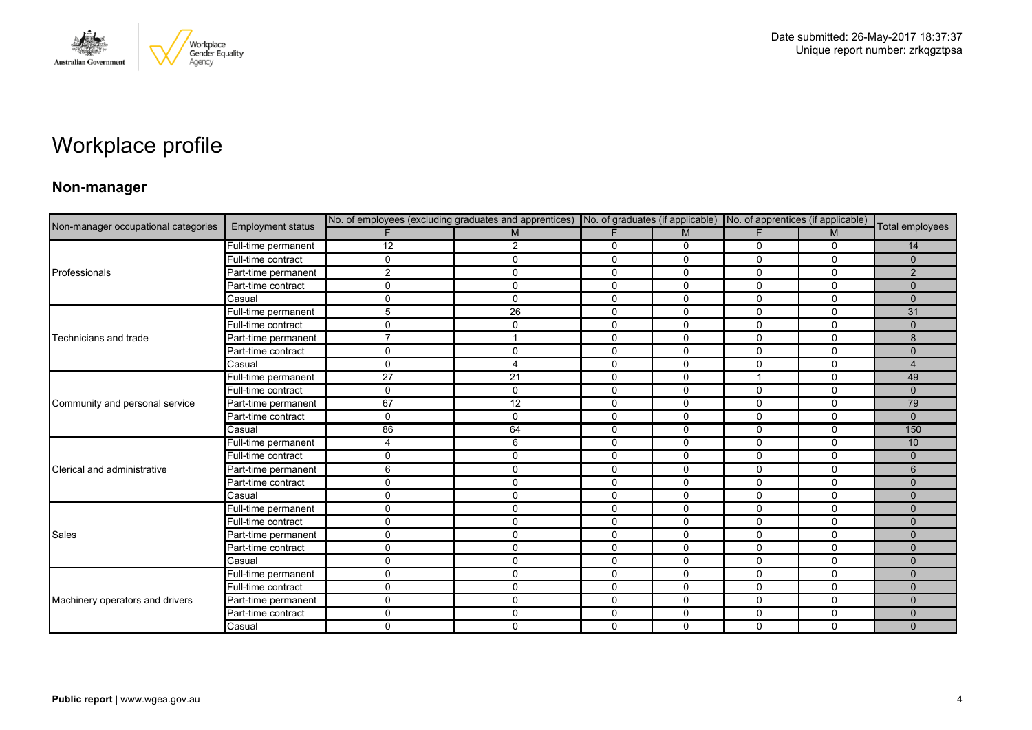Date submitted: 26-May-2017 18:37:37
Unique report number: zrkqgztpsa

# Workplace profile

## Non-manager

| Non-manager occupational categories | Employment status | No. of employees (excluding graduates and apprentices) | | No. of graduates (if applicable) | | No. of apprentices (if applicable) | | Total employees |
|---|---|---|---|---|---|---|---|---|
| | | F | M | F | M | F | M | |
| Professionals | Full-time permanent | 12 | 2 | 0 | 0 | 0 | 0 | 14 |
| | Full-time contract | 0 | 0 | 0 | 0 | 0 | 0 | 0 |
| | Part-time permanent | 2 | 0 | 0 | 0 | 0 | 0 | 2 |
| | Part-time contract | 0 | 0 | 0 | 0 | 0 | 0 | 0 |
| | Casual | 0 | 0 | 0 | 0 | 0 | 0 | 0 |
| Technicians and trade | Full-time permanent | 5 | 26 | 0 | 0 | 0 | 0 | 31 |
| | Full-time contract | 0 | 0 | 0 | 0 | 0 | 0 | 0 |
| | Part-time permanent | 7 | 1 | 0 | 0 | 0 | 0 | 8 |
| | Part-time contract | 0 | 0 | 0 | 0 | 0 | 0 | 0 |
| | Casual | 0 | 4 | 0 | 0 | 0 | 0 | 4 |
| Community and personal service | Full-time permanent | 27 | 21 | 0 | 0 | 1 | 0 | 49 |
| | Full-time contract | 0 | 0 | 0 | 0 | 0 | 0 | 0 |
| | Part-time permanent | 67 | 12 | 0 | 0 | 0 | 0 | 79 |
| | Part-time contract | 0 | 0 | 0 | 0 | 0 | 0 | 0 |
| | Casual | 86 | 64 | 0 | 0 | 0 | 0 | 150 |
| Clerical and administrative | Full-time permanent | 4 | 6 | 0 | 0 | 0 | 0 | 10 |
| | Full-time contract | 0 | 0 | 0 | 0 | 0 | 0 | 0 |
| | Part-time permanent | 6 | 0 | 0 | 0 | 0 | 0 | 6 |
| | Part-time contract | 0 | 0 | 0 | 0 | 0 | 0 | 0 |
| | Casual | 0 | 0 | 0 | 0 | 0 | 0 | 0 |
| Sales | Full-time permanent | 0 | 0 | 0 | 0 | 0 | 0 | 0 |
| | Full-time contract | 0 | 0 | 0 | 0 | 0 | 0 | 0 |
| | Part-time permanent | 0 | 0 | 0 | 0 | 0 | 0 | 0 |
| | Part-time contract | 0 | 0 | 0 | 0 | 0 | 0 | 0 |
| | Casual | 0 | 0 | 0 | 0 | 0 | 0 | 0 |
| Machinery operators and drivers | Full-time permanent | 0 | 0 | 0 | 0 | 0 | 0 | 0 |
| | Full-time contract | 0 | 0 | 0 | 0 | 0 | 0 | 0 |
| | Part-time permanent | 0 | 0 | 0 | 0 | 0 | 0 | 0 |
| | Part-time contract | 0 | 0 | 0 | 0 | 0 | 0 | 0 |
| | Casual | 0 | 0 | 0 | 0 | 0 | 0 | 0 |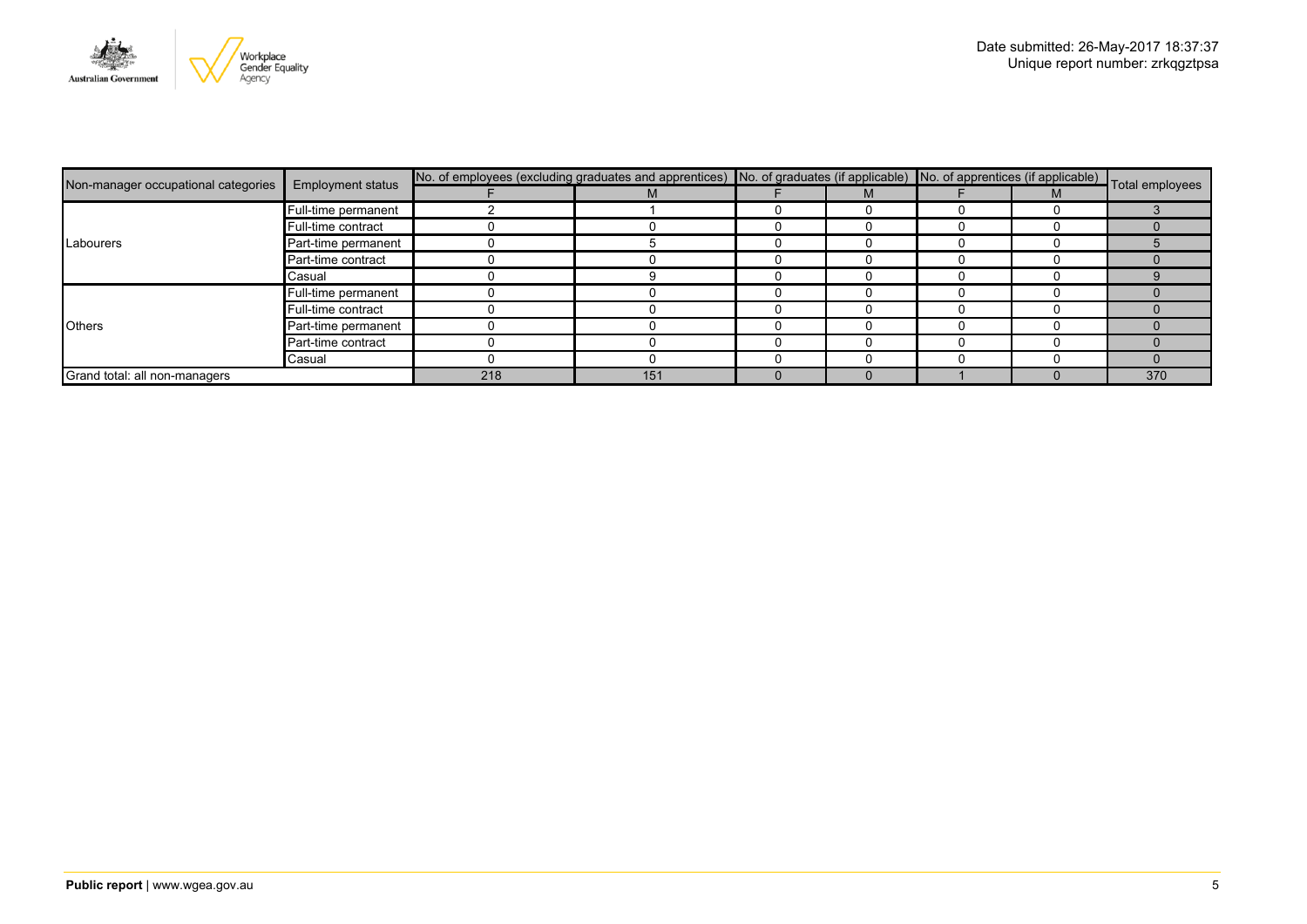Date submitted: 26-May-2017 18:37:37
Unique report number: zrkqgztpsa

| Non-manager occupational categories | Employment status | No. of employees (excluding graduates and apprentices) | | No. of graduates (if applicable) | | No. of apprentices (if applicable) | | Total employees |
|---|---|---|---|---|---|---|---|---|
| | | F | M | F | M | F | M | |
| Labourers | Full-time permanent | 2 | 1 | 0 | 0 | 0 | 0 | 3 |
| | Full-time contract | 0 | 0 | 0 | 0 | 0 | 0 | 0 |
| | Part-time permanent | 0 | 5 | 0 | 0 | 0 | 0 | 5 |
| | Part-time contract | 0 | 0 | 0 | 0 | 0 | 0 | 0 |
| | Casual | 0 | 9 | 0 | 0 | 0 | 0 | 9 |
| Others | Full-time permanent | 0 | 0 | 0 | 0 | 0 | 0 | 0 |
| | Full-time contract | 0 | 0 | 0 | 0 | 0 | 0 | 0 |
| | Part-time permanent | 0 | 0 | 0 | 0 | 0 | 0 | 0 |
| | Part-time contract | 0 | 0 | 0 | 0 | 0 | 0 | 0 |
| | Casual | 0 | 0 | 0 | 0 | 0 | 0 | 0 |
| Grand total: all non-managers | | 218 | 151 | 0 | 0 | 1 | 0 | 370 |

**Public report** | www.wgea.gov.au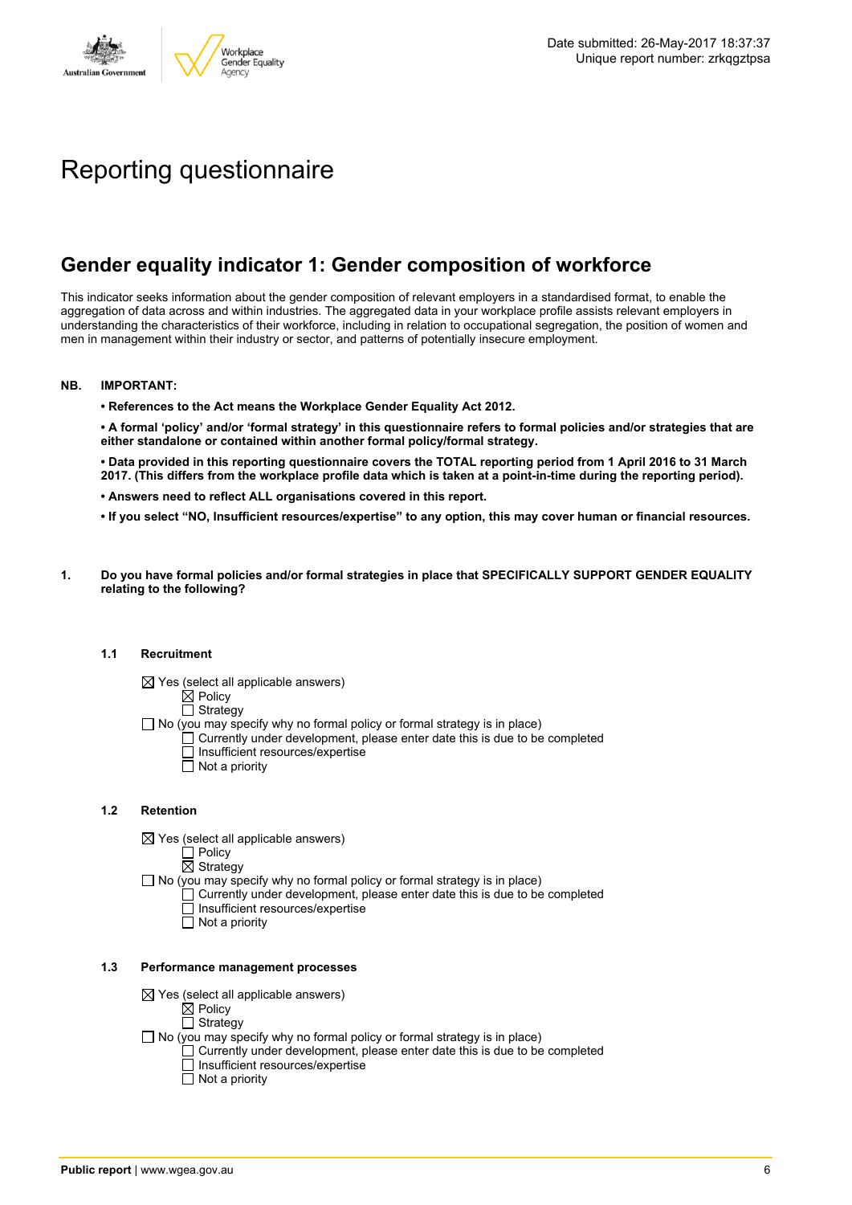# Reporting questionnaire

## Gender equality indicator 1: Gender composition of workforce

This indicator seeks information about the gender composition of relevant employers in a standardised format, to enable the aggregation of data across and within industries. The aggregated data in your workplace profile assists relevant employers in understanding the characteristics of their workforce, including in relation to occupational segregation, the position of women and men in management within their industry or sector, and patterns of potentially insecure employment.

**NB. IMPORTANT:**

- **References to the Act means the Workplace Gender Equality Act 2012.**
- **A formal 'policy' and/or 'formal strategy' in this questionnaire refers to formal policies and/or strategies that are either standalone or contained within another formal policy/formal strategy.**
- **Data provided in this reporting questionnaire covers the TOTAL reporting period from 1 April 2016 to 31 March 2017. (This differs from the workplace profile data which is taken at a point-in-time during the reporting period).**
- **Answers need to reflect ALL organisations covered in this report.**
- **If you select "NO, Insufficient resources/expertise" to any option, this may cover human or financial resources.**

**1. Do you have formal policies and/or formal strategies in place that SPECIFICALLY SUPPORT GENDER EQUALITY relating to the following?**

**1.1 Recruitment**

- ☒ Yes (select all applicable answers)
  - ☒ Policy
  - ☐ Strategy
- ☐ No (you may specify why no formal policy or formal strategy is in place)
  - ☐ Currently under development, please enter date this is due to be completed
  - ☐ Insufficient resources/expertise
  - ☐ Not a priority

**1.2 Retention**

- ☒ Yes (select all applicable answers)
  - ☐ Policy
  - ☒ Strategy
- ☐ No (you may specify why no formal policy or formal strategy is in place)
  - ☐ Currently under development, please enter date this is due to be completed
  - ☐ Insufficient resources/expertise
  - ☐ Not a priority

**1.3 Performance management processes**

- ☒ Yes (select all applicable answers)
  - ☒ Policy
  - ☐ Strategy
- ☐ No (you may specify why no formal policy or formal strategy is in place)
  - ☐ Currently under development, please enter date this is due to be completed
  - ☐ Insufficient resources/expertise
  - ☐ Not a priority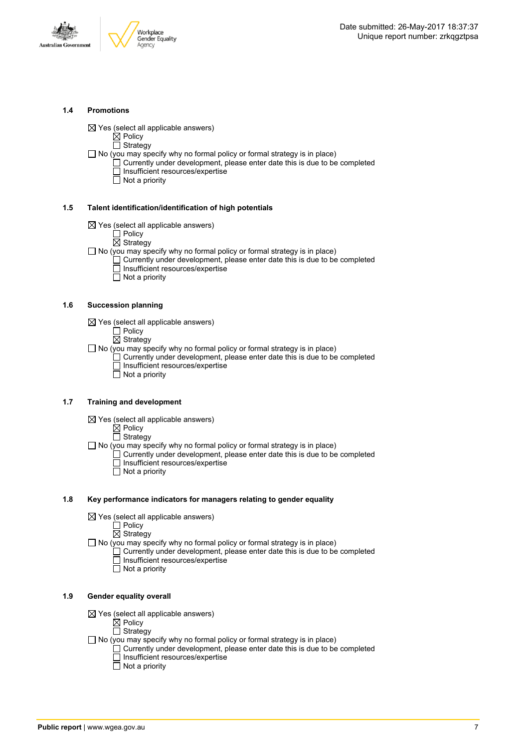### 1.4 Promotions

- ☒ Yes (select all applicable answers)
  - ☒ Policy
  - ☐ Strategy
- ☐ No (you may specify why no formal policy or formal strategy is in place)
  - ☐ Currently under development, please enter date this is due to be completed
  - ☐ Insufficient resources/expertise
  - ☐ Not a priority

### 1.5 Talent identification/identification of high potentials

- ☒ Yes (select all applicable answers)
  - ☐ Policy
  - ☒ Strategy
- ☐ No (you may specify why no formal policy or formal strategy is in place)
  - ☐ Currently under development, please enter date this is due to be completed
  - ☐ Insufficient resources/expertise
  - ☐ Not a priority

### 1.6 Succession planning

- ☒ Yes (select all applicable answers)
  - ☐ Policy
  - ☒ Strategy
- ☐ No (you may specify why no formal policy or formal strategy is in place)
  - ☐ Currently under development, please enter date this is due to be completed
  - ☐ Insufficient resources/expertise
  - ☐ Not a priority

### 1.7 Training and development

- ☒ Yes (select all applicable answers)
  - ☒ Policy
  - ☐ Strategy
- ☐ No (you may specify why no formal policy or formal strategy is in place)
  - ☐ Currently under development, please enter date this is due to be completed
  - ☐ Insufficient resources/expertise
  - ☐ Not a priority

### 1.8 Key performance indicators for managers relating to gender equality

- ☒ Yes (select all applicable answers)
  - ☐ Policy
  - ☒ Strategy
- ☐ No (you may specify why no formal policy or formal strategy is in place)
  - ☐ Currently under development, please enter date this is due to be completed
  - ☐ Insufficient resources/expertise
  - ☐ Not a priority

### 1.9 Gender equality overall

- ☒ Yes (select all applicable answers)
  - ☒ Policy
  - ☐ Strategy
- ☐ No (you may specify why no formal policy or formal strategy is in place)
  - ☐ Currently under development, please enter date this is due to be completed
  - ☐ Insufficient resources/expertise
  - ☐ Not a priority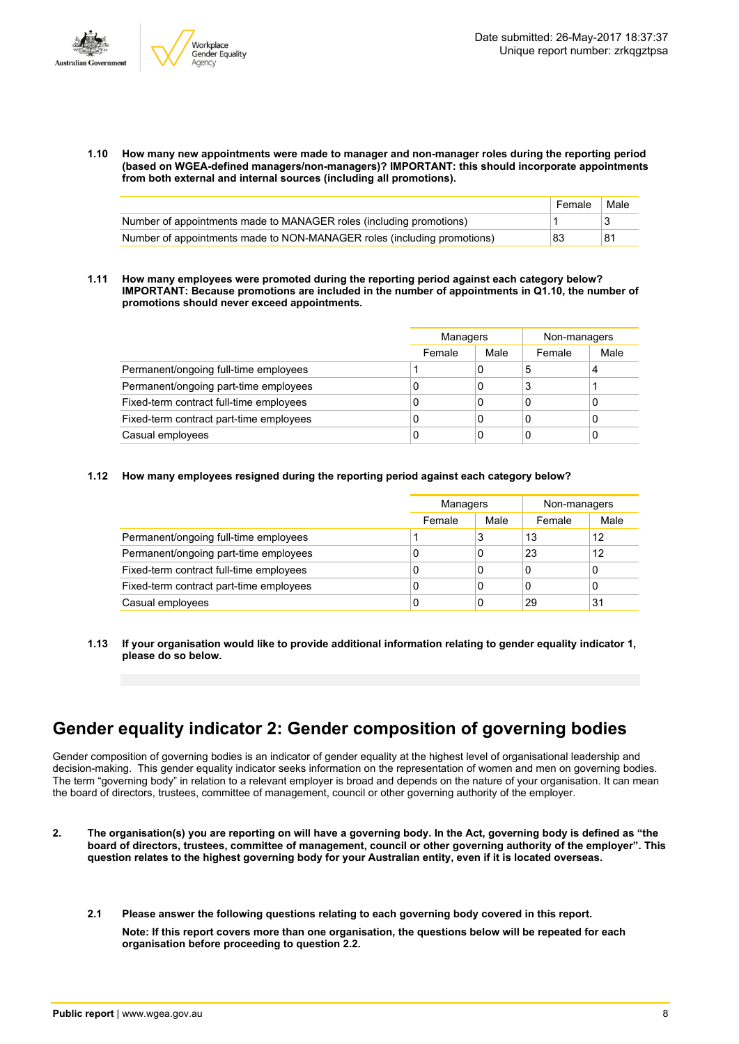**1.10 How many new appointments were made to manager and non-manager roles during the reporting period (based on WGEA-defined managers/non-managers)? IMPORTANT: this should incorporate appointments from both external and internal sources (including all promotions).**

| | Female | Male |
|---|---|---|
| Number of appointments made to MANAGER roles (including promotions) | 1 | 3 |
| Number of appointments made to NON-MANAGER roles (including promotions) | 83 | 81 |

**1.11 How many employees were promoted during the reporting period against each category below? IMPORTANT: Because promotions are included in the number of appointments in Q1.10, the number of promotions should never exceed appointments.**

| | Managers | | Non-managers | |
|---|---|---|---|---|
| | Female | Male | Female | Male |
| Permanent/ongoing full-time employees | 1 | 0 | 5 | 4 |
| Permanent/ongoing part-time employees | 0 | 0 | 3 | 1 |
| Fixed-term contract full-time employees | 0 | 0 | 0 | 0 |
| Fixed-term contract part-time employees | 0 | 0 | 0 | 0 |
| Casual employees | 0 | 0 | 0 | 0 |

**1.12 How many employees resigned during the reporting period against each category below?**

| | Managers | | Non-managers | |
|---|---|---|---|---|
| | Female | Male | Female | Male |
| Permanent/ongoing full-time employees | 1 | 3 | 13 | 12 |
| Permanent/ongoing part-time employees | 0 | 0 | 23 | 12 |
| Fixed-term contract full-time employees | 0 | 0 | 0 | 0 |
| Fixed-term contract part-time employees | 0 | 0 | 0 | 0 |
| Casual employees | 0 | 0 | 29 | 31 |

**1.13 If your organisation would like to provide additional information relating to gender equality indicator 1, please do so below.**

## Gender equality indicator 2: Gender composition of governing bodies

Gender composition of governing bodies is an indicator of gender equality at the highest level of organisational leadership and decision-making. This gender equality indicator seeks information on the representation of women and men on governing bodies. The term "governing body" in relation to a relevant employer is broad and depends on the nature of your organisation. It can mean the board of directors, trustees, committee of management, council or other governing authority of the employer.

**2. The organisation(s) you are reporting on will have a governing body. In the Act, governing body is defined as "the board of directors, trustees, committee of management, council or other governing authority of the employer". This question relates to the highest governing body for your Australian entity, even if it is located overseas.**

**2.1 Please answer the following questions relating to each governing body covered in this report.**

**Note: If this report covers more than one organisation, the questions below will be repeated for each organisation before proceeding to question 2.2.**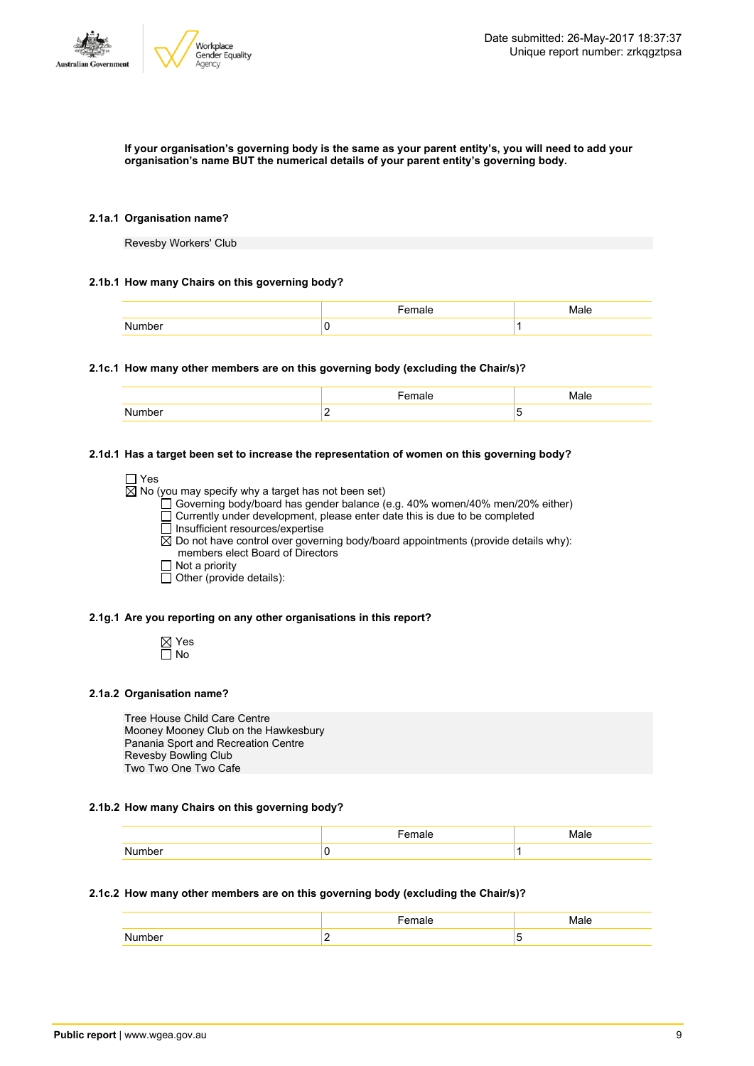**If your organisation's governing body is the same as your parent entity's, you will need to add your organisation's name BUT the numerical details of your parent entity's governing body.**

**2.1a.1 Organisation name?**

Revesby Workers' Club

**2.1b.1 How many Chairs on this governing body?**

| | Female | Male |
|---|---|---|
| Number | 0 | 1 |

**2.1c.1 How many other members are on this governing body (excluding the Chair/s)?**

| | Female | Male |
|---|---|---|
| Number | 2 | 5 |

**2.1d.1 Has a target been set to increase the representation of women on this governing body?**

☐ Yes
☒ No (you may specify why a target has not been set)
- ☐ Governing body/board has gender balance (e.g. 40% women/40% men/20% either)
- ☐ Currently under development, please enter date this is due to be completed
- ☐ Insufficient resources/expertise
- ☒ Do not have control over governing body/board appointments (provide details why): members elect Board of Directors
- ☐ Not a priority
- ☐ Other (provide details):

**2.1g.1 Are you reporting on any other organisations in this report?**

☒ Yes
☐ No

**2.1a.2 Organisation name?**

Tree House Child Care Centre
Mooney Mooney Club on the Hawkesbury
Panania Sport and Recreation Centre
Revesby Bowling Club
Two Two One Two Cafe

**2.1b.2 How many Chairs on this governing body?**

| | Female | Male |
|---|---|---|
| Number | 0 | 1 |

**2.1c.2 How many other members are on this governing body (excluding the Chair/s)?**

| | Female | Male |
|---|---|---|
| Number | 2 | 5 |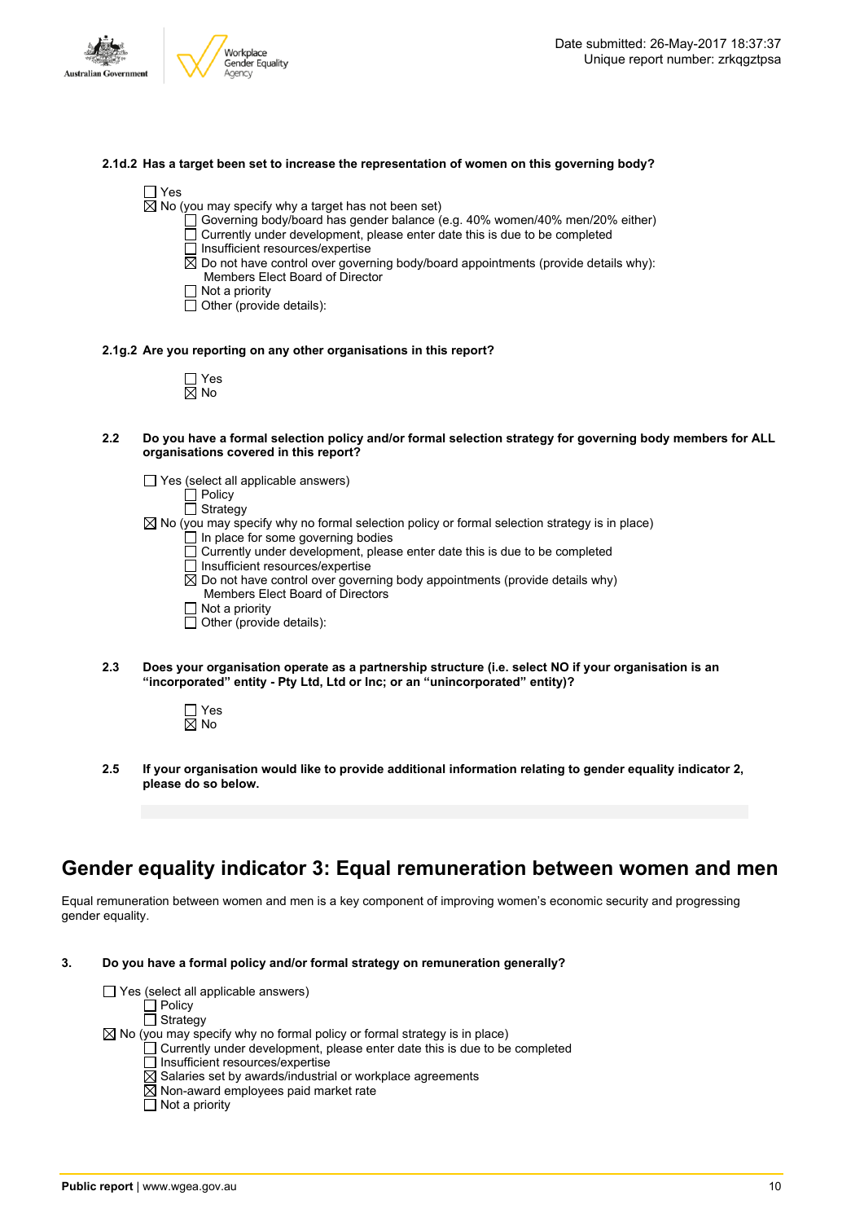**2.1d.2 Has a target been set to increase the representation of women on this governing body?**

- ☐ Yes
- ☒ No (you may specify why a target has not been set)
  - ☐ Governing body/board has gender balance (e.g. 40% women/40% men/20% either)
  - ☐ Currently under development, please enter date this is due to be completed
  - ☐ Insufficient resources/expertise
  - ☒ Do not have control over governing body/board appointments (provide details why): Members Elect Board of Director
  - ☐ Not a priority
  - ☐ Other (provide details):

**2.1g.2 Are you reporting on any other organisations in this report?**

- ☐ Yes
- ☒ No

**2.2 Do you have a formal selection policy and/or formal selection strategy for governing body members for ALL organisations covered in this report?**

- ☐ Yes (select all applicable answers)
  - ☐ Policy
  - ☐ Strategy
- ☒ No (you may specify why no formal selection policy or formal selection strategy is in place)
  - ☐ In place for some governing bodies
  - ☐ Currently under development, please enter date this is due to be completed
  - ☐ Insufficient resources/expertise
  - ☒ Do not have control over governing body appointments (provide details why) Members Elect Board of Directors
  - ☐ Not a priority
  - ☐ Other (provide details):

**2.3 Does your organisation operate as a partnership structure (i.e. select NO if your organisation is an "incorporated" entity - Pty Ltd, Ltd or Inc; or an "unincorporated" entity)?**

- ☐ Yes
- ☒ No

**2.5 If your organisation would like to provide additional information relating to gender equality indicator 2, please do so below.**

# Gender equality indicator 3: Equal remuneration between women and men

Equal remuneration between women and men is a key component of improving women's economic security and progressing gender equality.

**3. Do you have a formal policy and/or formal strategy on remuneration generally?**

- ☐ Yes (select all applicable answers)
  - ☐ Policy
  - ☐ Strategy
- ☒ No (you may specify why no formal policy or formal strategy is in place)
  - ☐ Currently under development, please enter date this is due to be completed
  - ☐ Insufficient resources/expertise
  - ☒ Salaries set by awards/industrial or workplace agreements
  - ☒ Non-award employees paid market rate
  - ☐ Not a priority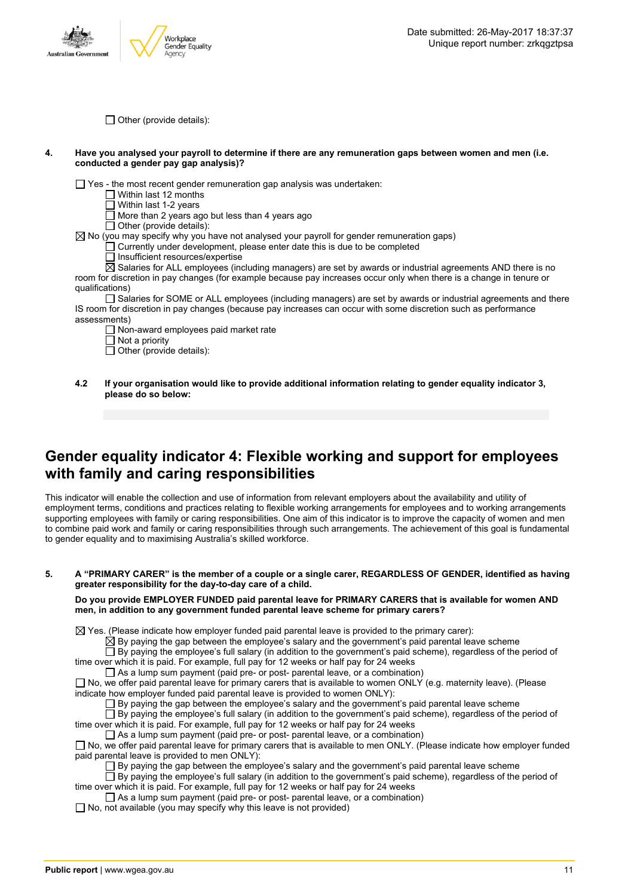☐ Other (provide details):

**4. Have you analysed your payroll to determine if there are any remuneration gaps between women and men (i.e. conducted a gender pay gap analysis)?**

☐ Yes - the most recent gender remuneration gap analysis was undertaken:
- ☐ Within last 12 months
- ☐ Within last 1-2 years
- ☐ More than 2 years ago but less than 4 years ago
- ☐ Other (provide details):

☒ No (you may specify why you have not analysed your payroll for gender remuneration gaps)
- ☐ Currently under development, please enter date this is due to be completed
- ☐ Insufficient resources/expertise
- ☒ Salaries for ALL employees (including managers) are set by awards or industrial agreements AND there is no room for discretion in pay changes (for example because pay increases occur only when there is a change in tenure or qualifications)
- ☐ Salaries for SOME or ALL employees (including managers) are set by awards or industrial agreements and there IS room for discretion in pay changes (because pay increases can occur with some discretion such as performance assessments)
- ☐ Non-award employees paid market rate
- ☐ Not a priority
- ☐ Other (provide details):

**4.2 If your organisation would like to provide additional information relating to gender equality indicator 3, please do so below:**

## Gender equality indicator 4: Flexible working and support for employees with family and caring responsibilities

This indicator will enable the collection and use of information from relevant employers about the availability and utility of employment terms, conditions and practices relating to flexible working arrangements for employees and to working arrangements supporting employees with family or caring responsibilities. One aim of this indicator is to improve the capacity of women and men to combine paid work and family or caring responsibilities through such arrangements. The achievement of this goal is fundamental to gender equality and to maximising Australia's skilled workforce.

**5. A "PRIMARY CARER" is the member of a couple or a single carer, REGARDLESS OF GENDER, identified as having greater responsibility for the day-to-day care of a child.**

**Do you provide EMPLOYER FUNDED paid parental leave for PRIMARY CARERS that is available for women AND men, in addition to any government funded parental leave scheme for primary carers?**

☒ Yes. (Please indicate how employer funded paid parental leave is provided to the primary carer):
- ☒ By paying the gap between the employee's salary and the government's paid parental leave scheme
- ☐ By paying the employee's full salary (in addition to the government's paid scheme), regardless of the period of time over which it is paid. For example, full pay for 12 weeks or half pay for 24 weeks
- ☐ As a lump sum payment (paid pre- or post- parental leave, or a combination)

☐ No, we offer paid parental leave for primary carers that is available to women ONLY (e.g. maternity leave). (Please indicate how employer funded paid parental leave is provided to women ONLY):
- ☐ By paying the gap between the employee's salary and the government's paid parental leave scheme
- ☐ By paying the employee's full salary (in addition to the government's paid scheme), regardless of the period of time over which it is paid. For example, full pay for 12 weeks or half pay for 24 weeks
- ☐ As a lump sum payment (paid pre- or post- parental leave, or a combination)

☐ No, we offer paid parental leave for primary carers that is available to men ONLY. (Please indicate how employer funded paid parental leave is provided to men ONLY):
- ☐ By paying the gap between the employee's salary and the government's paid parental leave scheme
- ☐ By paying the employee's full salary (in addition to the government's paid scheme), regardless of the period of time over which it is paid. For example, full pay for 12 weeks or half pay for 24 weeks
- ☐ As a lump sum payment (paid pre- or post- parental leave, or a combination)

☐ No, not available (you may specify why this leave is not provided)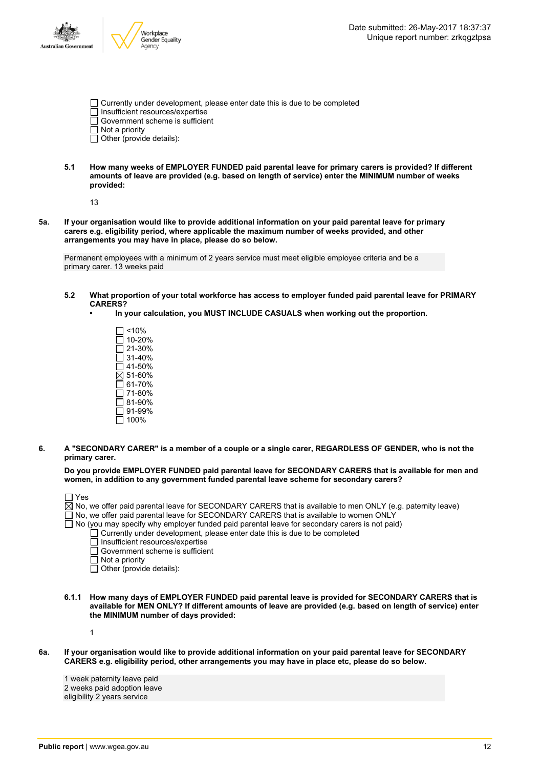- [ ] Currently under development, please enter date this is due to be completed
- [ ] Insufficient resources/expertise
- [ ] Government scheme is sufficient
- [ ] Not a priority
- [ ] Other (provide details):

**5.1 How many weeks of EMPLOYER FUNDED paid parental leave for primary carers is provided? If different amounts of leave are provided (e.g. based on length of service) enter the MINIMUM number of weeks provided:**

13

**5a. If your organisation would like to provide additional information on your paid parental leave for primary carers e.g. eligibility period, where applicable the maximum number of weeks provided, and other arrangements you may have in place, please do so below.**

Permanent employees with a minimum of 2 years service must meet eligible employee criteria and be a primary carer. 13 weeks paid

**5.2 What proportion of your total workforce has access to employer funded paid parental leave for PRIMARY CARERS?**

- **In your calculation, you MUST INCLUDE CASUALS when working out the proportion.**

- [ ] <10%
- [ ] 10-20%
- [ ] 21-30%
- [ ] 31-40%
- [ ] 41-50%
- [x] 51-60%
- [ ] 61-70%
- [ ] 71-80%
- [ ] 81-90%
- [ ] 91-99%
- [ ] 100%

**6. A "SECONDARY CARER" is a member of a couple or a single carer, REGARDLESS OF GENDER, who is not the primary carer.**

**Do you provide EMPLOYER FUNDED paid parental leave for SECONDARY CARERS that is available for men and women, in addition to any government funded parental leave scheme for secondary carers?**

- [ ] Yes
- [x] No, we offer paid parental leave for SECONDARY CARERS that is available to men ONLY (e.g. paternity leave)
- [ ] No, we offer paid parental leave for SECONDARY CARERS that is available to women ONLY
- [ ] No (you may specify why employer funded paid parental leave for secondary carers is not paid)
  - [ ] Currently under development, please enter date this is due to be completed
  - [ ] Insufficient resources/expertise
  - [ ] Government scheme is sufficient
  - [ ] Not a priority
  - [ ] Other (provide details):

**6.1.1 How many days of EMPLOYER FUNDED paid parental leave is provided for SECONDARY CARERS that is available for MEN ONLY? If different amounts of leave are provided (e.g. based on length of service) enter the MINIMUM number of days provided:**

1

**6a. If your organisation would like to provide additional information on your paid parental leave for SECONDARY CARERS e.g. eligibility period, other arrangements you may have in place etc, please do so below.**

1 week paternity leave paid
2 weeks paid adoption leave
eligibility 2 years service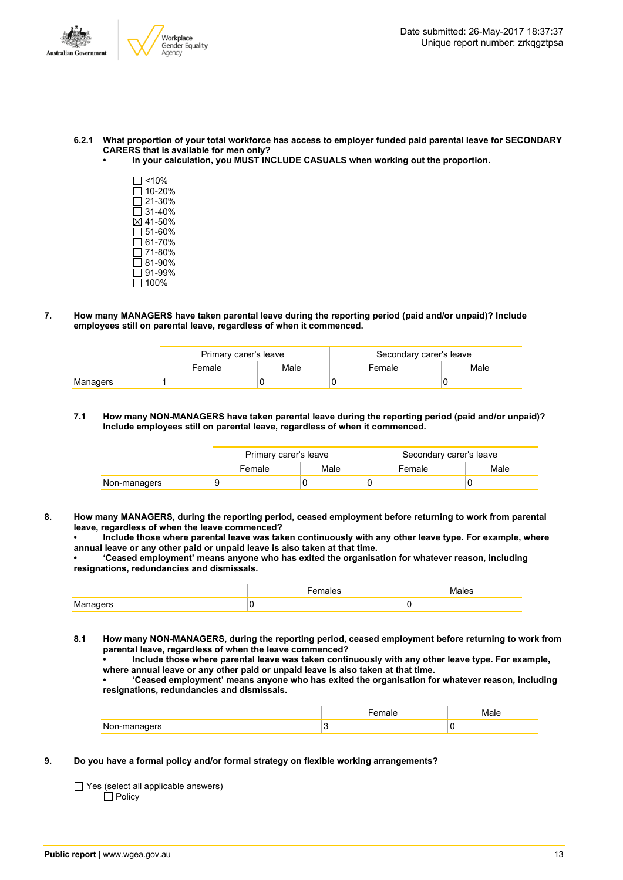**6.2.1 What proportion of your total workforce has access to employer funded paid parental leave for SECONDARY CARERS that is available for men only?**

- **In your calculation, you MUST INCLUDE CASUALS when working out the proportion.**

☐ <10%
☐ 10-20%
☐ 21-30%
☐ 31-40%
☒ 41-50%
☐ 51-60%
☐ 61-70%
☐ 71-80%
☐ 81-90%
☐ 91-99%
☐ 100%

**7. How many MANAGERS have taken parental leave during the reporting period (paid and/or unpaid)? Include employees still on parental leave, regardless of when it commenced.**

| | Primary carer's leave | | Secondary carer's leave | |
|---|---|---|---|---|
| | Female | Male | Female | Male |
| Managers | 1 | 0 | 0 | 0 |

**7.1 How many NON-MANAGERS have taken parental leave during the reporting period (paid and/or unpaid)? Include employees still on parental leave, regardless of when it commenced.**

| | Primary carer's leave | | Secondary carer's leave | |
|---|---|---|---|---|
| | Female | Male | Female | Male |
| Non-managers | 9 | 0 | 0 | 0 |

**8. How many MANAGERS, during the reporting period, ceased employment before returning to work from parental leave, regardless of when the leave commenced?**

- **Include those where parental leave was taken continuously with any other leave type. For example, where annual leave or any other paid or unpaid leave is also taken at that time.**
- **'Ceased employment' means anyone who has exited the organisation for whatever reason, including resignations, redundancies and dismissals.**

| | Females | Males |
|---|---|---|
| Managers | 0 | 0 |

**8.1 How many NON-MANAGERS, during the reporting period, ceased employment before returning to work from parental leave, regardless of when the leave commenced?**

- **Include those where parental leave was taken continuously with any other leave type. For example, where annual leave or any other paid or unpaid leave is also taken at that time.**
- **'Ceased employment' means anyone who has exited the organisation for whatever reason, including resignations, redundancies and dismissals.**

| | Female | Male |
|---|---|---|
| Non-managers | 3 | 0 |

**9. Do you have a formal policy and/or formal strategy on flexible working arrangements?**

☐ Yes (select all applicable answers)
  ☐ Policy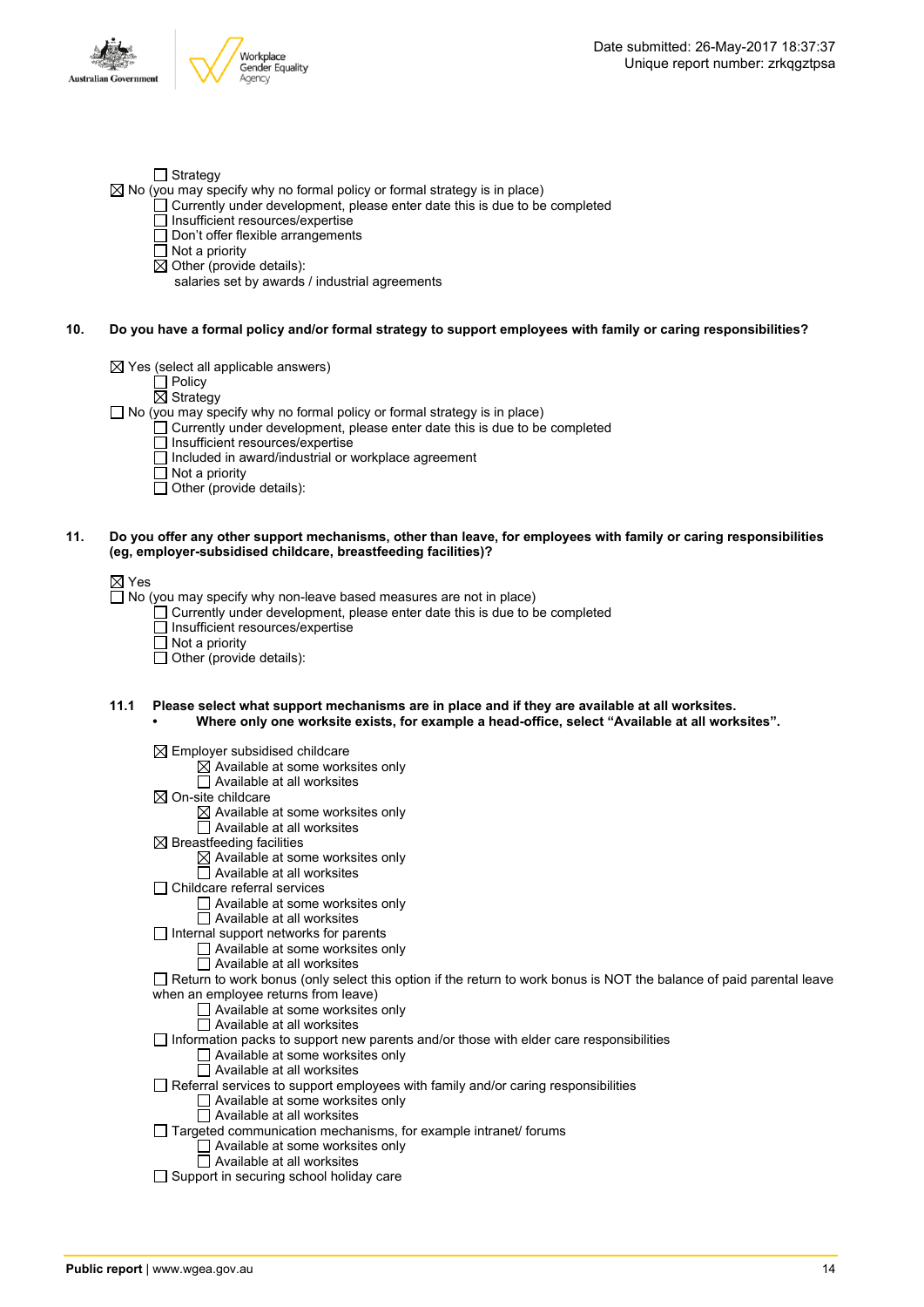- ☐ Strategy

☒ No (you may specify why no formal policy or formal strategy is in place)

- ☐ Currently under development, please enter date this is due to be completed
- ☐ Insufficient resources/expertise
- ☐ Don't offer flexible arrangements
- ☐ Not a priority
- ☒ Other (provide details):
  salaries set by awards / industrial agreements

**10. Do you have a formal policy and/or formal strategy to support employees with family or caring responsibilities?**

☒ Yes (select all applicable answers)

- ☐ Policy
- ☒ Strategy

☐ No (you may specify why no formal policy or formal strategy is in place)

- ☐ Currently under development, please enter date this is due to be completed
- ☐ Insufficient resources/expertise
- ☐ Included in award/industrial or workplace agreement
- ☐ Not a priority
- ☐ Other (provide details):

**11. Do you offer any other support mechanisms, other than leave, for employees with family or caring responsibilities (eg, employer-subsidised childcare, breastfeeding facilities)?**

☒ Yes

☐ No (you may specify why non-leave based measures are not in place)

- ☐ Currently under development, please enter date this is due to be completed
- ☐ Insufficient resources/expertise
- ☐ Not a priority
- ☐ Other (provide details):

**11.1 Please select what support mechanisms are in place and if they are available at all worksites.**

- **Where only one worksite exists, for example a head-office, select "Available at all worksites".**

☒ Employer subsidised childcare
- ☒ Available at some worksites only
- ☐ Available at all worksites

☒ On-site childcare
- ☒ Available at some worksites only
- ☐ Available at all worksites

☒ Breastfeeding facilities
- ☒ Available at some worksites only
- ☐ Available at all worksites

☐ Childcare referral services
- ☐ Available at some worksites only
- ☐ Available at all worksites

☐ Internal support networks for parents
- ☐ Available at some worksites only
- ☐ Available at all worksites

☐ Return to work bonus (only select this option if the return to work bonus is NOT the balance of paid parental leave when an employee returns from leave)
- ☐ Available at some worksites only
- ☐ Available at all worksites

☐ Information packs to support new parents and/or those with elder care responsibilities
- ☐ Available at some worksites only
- ☐ Available at all worksites

☐ Referral services to support employees with family and/or caring responsibilities
- ☐ Available at some worksites only
- ☐ Available at all worksites

☐ Targeted communication mechanisms, for example intranet/ forums
- ☐ Available at some worksites only
- ☐ Available at all worksites

☐ Support in securing school holiday care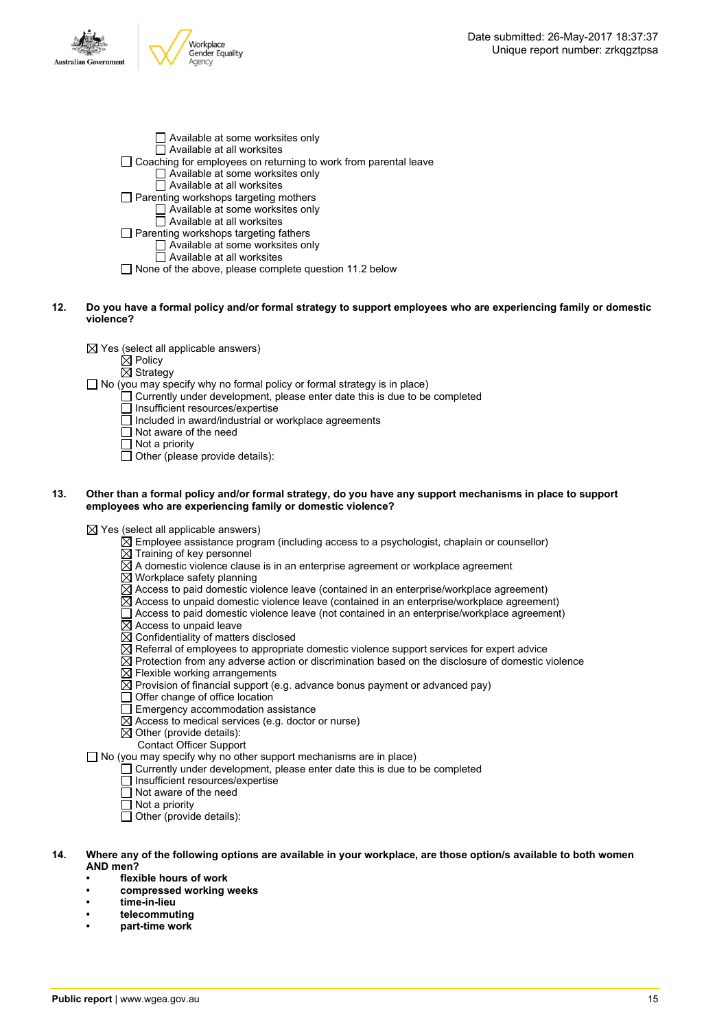- ☐ Available at some worksites only
- ☐ Available at all worksites

☐ Coaching for employees on returning to work from parental leave
- ☐ Available at some worksites only
- ☐ Available at all worksites

☐ Parenting workshops targeting mothers
- ☐ Available at some worksites only
- ☐ Available at all worksites

☐ Parenting workshops targeting fathers
- ☐ Available at some worksites only
- ☐ Available at all worksites

☐ None of the above, please complete question 11.2 below

**12. Do you have a formal policy and/or formal strategy to support employees who are experiencing family or domestic violence?**

☒ Yes (select all applicable answers)
- ☒ Policy
- ☒ Strategy

☐ No (you may specify why no formal policy or formal strategy is in place)
- ☐ Currently under development, please enter date this is due to be completed
- ☐ Insufficient resources/expertise
- ☐ Included in award/industrial or workplace agreements
- ☐ Not aware of the need
- ☐ Not a priority
- ☐ Other (please provide details):

**13. Other than a formal policy and/or formal strategy, do you have any support mechanisms in place to support employees who are experiencing family or domestic violence?**

☒ Yes (select all applicable answers)
- ☒ Employee assistance program (including access to a psychologist, chaplain or counsellor)
- ☒ Training of key personnel
- ☒ A domestic violence clause is in an enterprise agreement or workplace agreement
- ☒ Workplace safety planning
- ☒ Access to paid domestic violence leave (contained in an enterprise/workplace agreement)
- ☒ Access to unpaid domestic violence leave (contained in an enterprise/workplace agreement)
- ☐ Access to paid domestic violence leave (not contained in an enterprise/workplace agreement)
- ☒ Access to unpaid leave
- ☒ Confidentiality of matters disclosed
- ☒ Referral of employees to appropriate domestic violence support services for expert advice
- ☒ Protection from any adverse action or discrimination based on the disclosure of domestic violence
- ☒ Flexible working arrangements
- ☒ Provision of financial support (e.g. advance bonus payment or advanced pay)
- ☐ Offer change of office location
- ☐ Emergency accommodation assistance
- ☒ Access to medical services (e.g. doctor or nurse)
- ☒ Other (provide details):
  Contact Officer Support

☐ No (you may specify why no other support mechanisms are in place)
- ☐ Currently under development, please enter date this is due to be completed
- ☐ Insufficient resources/expertise
- ☐ Not aware of the need
- ☐ Not a priority
- ☐ Other (provide details):

**14. Where any of the following options are available in your workplace, are those option/s available to both women AND men?**
- **flexible hours of work**
- **compressed working weeks**
- **time-in-lieu**
- **telecommuting**
- **part-time work**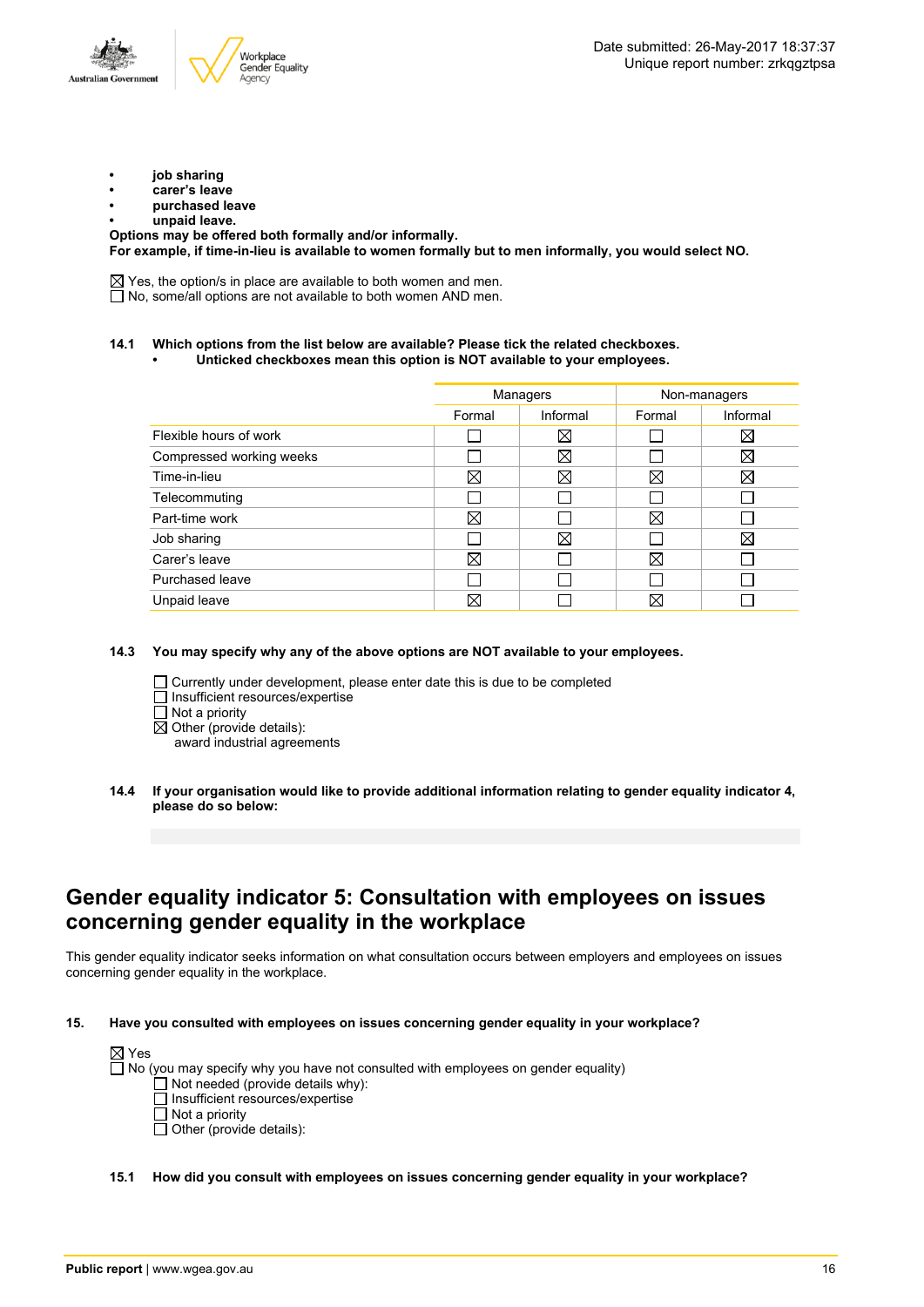- **job sharing**
- **carer's leave**
- **purchased leave**
- **unpaid leave.**

**Options may be offered both formally and/or informally.**
**For example, if time-in-lieu is available to women formally but to men informally, you would select NO.**

☒ Yes, the option/s in place are available to both women and men.
☐ No, some/all options are not available to both women AND men.

**14.1 Which options from the list below are available? Please tick the related checkboxes.**
- **Unticked checkboxes mean this option is NOT available to your employees.**

| | Managers | | Non-managers | |
|---|---|---|---|---|
| | Formal | Informal | Formal | Informal |
| Flexible hours of work | ☐ | ☒ | ☐ | ☒ |
| Compressed working weeks | ☐ | ☒ | ☐ | ☒ |
| Time-in-lieu | ☒ | ☒ | ☒ | ☒ |
| Telecommuting | ☐ | ☐ | ☐ | ☐ |
| Part-time work | ☒ | ☐ | ☒ | ☐ |
| Job sharing | ☐ | ☒ | ☐ | ☒ |
| Carer's leave | ☒ | ☐ | ☒ | ☐ |
| Purchased leave | ☐ | ☐ | ☐ | ☐ |
| Unpaid leave | ☒ | ☐ | ☒ | ☐ |

**14.3 You may specify why any of the above options are NOT available to your employees.**

☐ Currently under development, please enter date this is due to be completed
☐ Insufficient resources/expertise
☐ Not a priority
☒ Other (provide details):
award industrial agreements

**14.4 If your organisation would like to provide additional information relating to gender equality indicator 4, please do so below:**

# Gender equality indicator 5: Consultation with employees on issues concerning gender equality in the workplace

This gender equality indicator seeks information on what consultation occurs between employers and employees on issues concerning gender equality in the workplace.

**15. Have you consulted with employees on issues concerning gender equality in your workplace?**

☒ Yes
☐ No (you may specify why you have not consulted with employees on gender equality)
- ☐ Not needed (provide details why):
- ☐ Insufficient resources/expertise
- ☐ Not a priority
- ☐ Other (provide details):

**15.1 How did you consult with employees on issues concerning gender equality in your workplace?**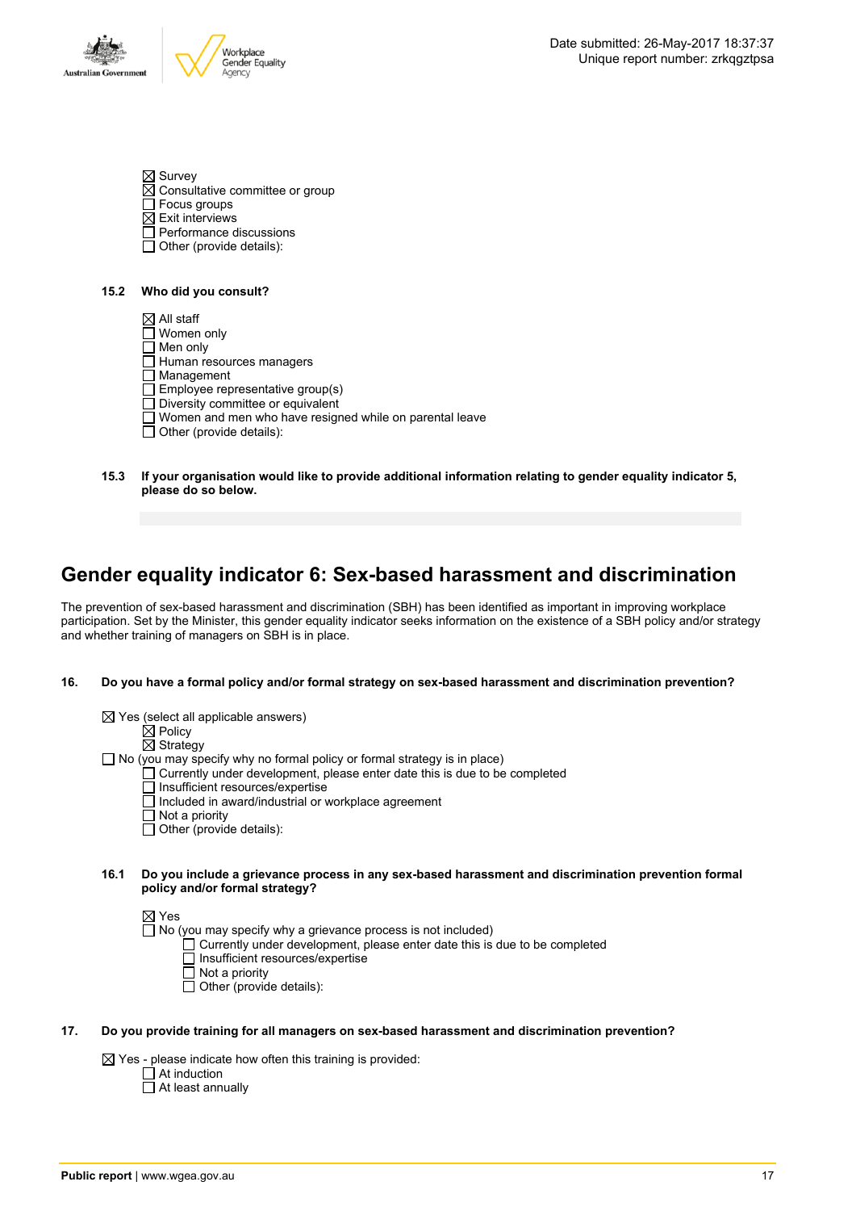- ☒ Survey
- ☒ Consultative committee or group
- ☐ Focus groups
- ☒ Exit interviews
- ☐ Performance discussions
- ☐ Other (provide details):

**15.2 Who did you consult?**

- ☒ All staff
- ☐ Women only
- ☐ Men only
- ☐ Human resources managers
- ☐ Management
- ☐ Employee representative group(s)
- ☐ Diversity committee or equivalent
- ☐ Women and men who have resigned while on parental leave
- ☐ Other (provide details):

**15.3 If your organisation would like to provide additional information relating to gender equality indicator 5, please do so below.**

# Gender equality indicator 6: Sex-based harassment and discrimination

The prevention of sex-based harassment and discrimination (SBH) has been identified as important in improving workplace participation. Set by the Minister, this gender equality indicator seeks information on the existence of a SBH policy and/or strategy and whether training of managers on SBH is in place.

**16. Do you have a formal policy and/or formal strategy on sex-based harassment and discrimination prevention?**

- ☒ Yes (select all applicable answers)
  - ☒ Policy
  - ☒ Strategy
- ☐ No (you may specify why no formal policy or formal strategy is in place)
  - ☐ Currently under development, please enter date this is due to be completed
  - ☐ Insufficient resources/expertise
  - ☐ Included in award/industrial or workplace agreement
  - ☐ Not a priority
  - ☐ Other (provide details):

**16.1 Do you include a grievance process in any sex-based harassment and discrimination prevention formal policy and/or formal strategy?**

- ☒ Yes
- ☐ No (you may specify why a grievance process is not included)
  - ☐ Currently under development, please enter date this is due to be completed
  - ☐ Insufficient resources/expertise
  - ☐ Not a priority
  - ☐ Other (provide details):

**17. Do you provide training for all managers on sex-based harassment and discrimination prevention?**

- ☒ Yes - please indicate how often this training is provided:
  - ☐ At induction
  - ☐ At least annually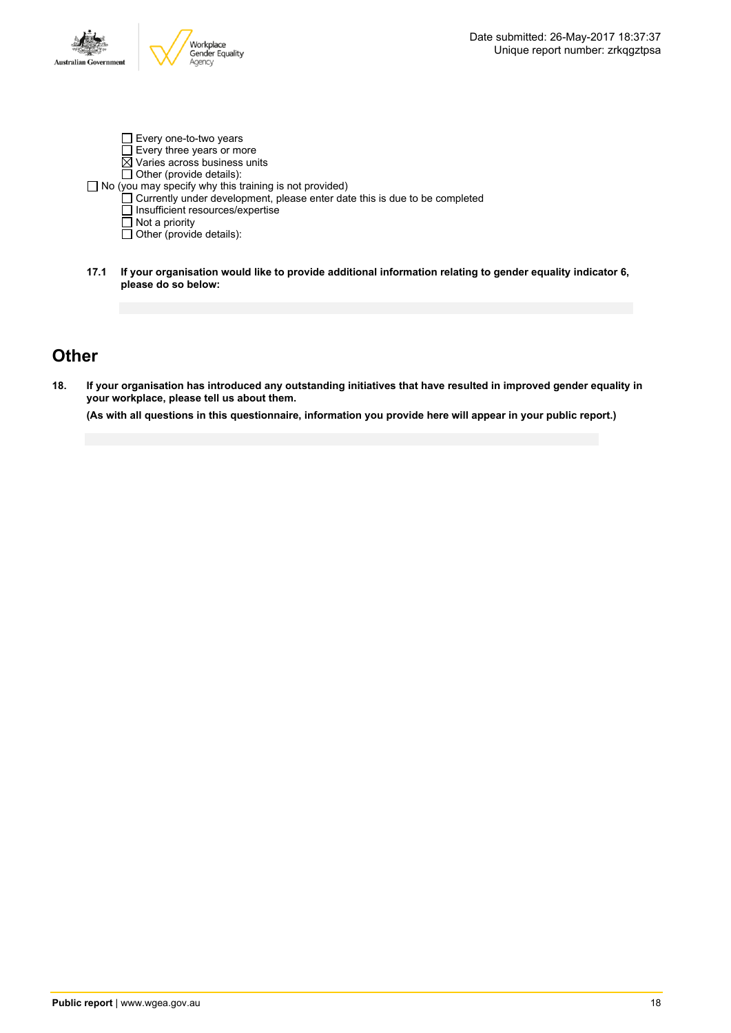- [ ] Every one-to-two years
- [ ] Every three years or more
- [x] Varies across business units
- [ ] Other (provide details):

- [ ] No (you may specify why this training is not provided)
  - [ ] Currently under development, please enter date this is due to be completed
  - [ ] Insufficient resources/expertise
  - [ ] Not a priority
  - [ ] Other (provide details):

**17.1 If your organisation would like to provide additional information relating to gender equality indicator 6, please do so below:**

## Other

**18. If your organisation has introduced any outstanding initiatives that have resulted in improved gender equality in your workplace, please tell us about them.**

**(As with all questions in this questionnaire, information you provide here will appear in your public report.)**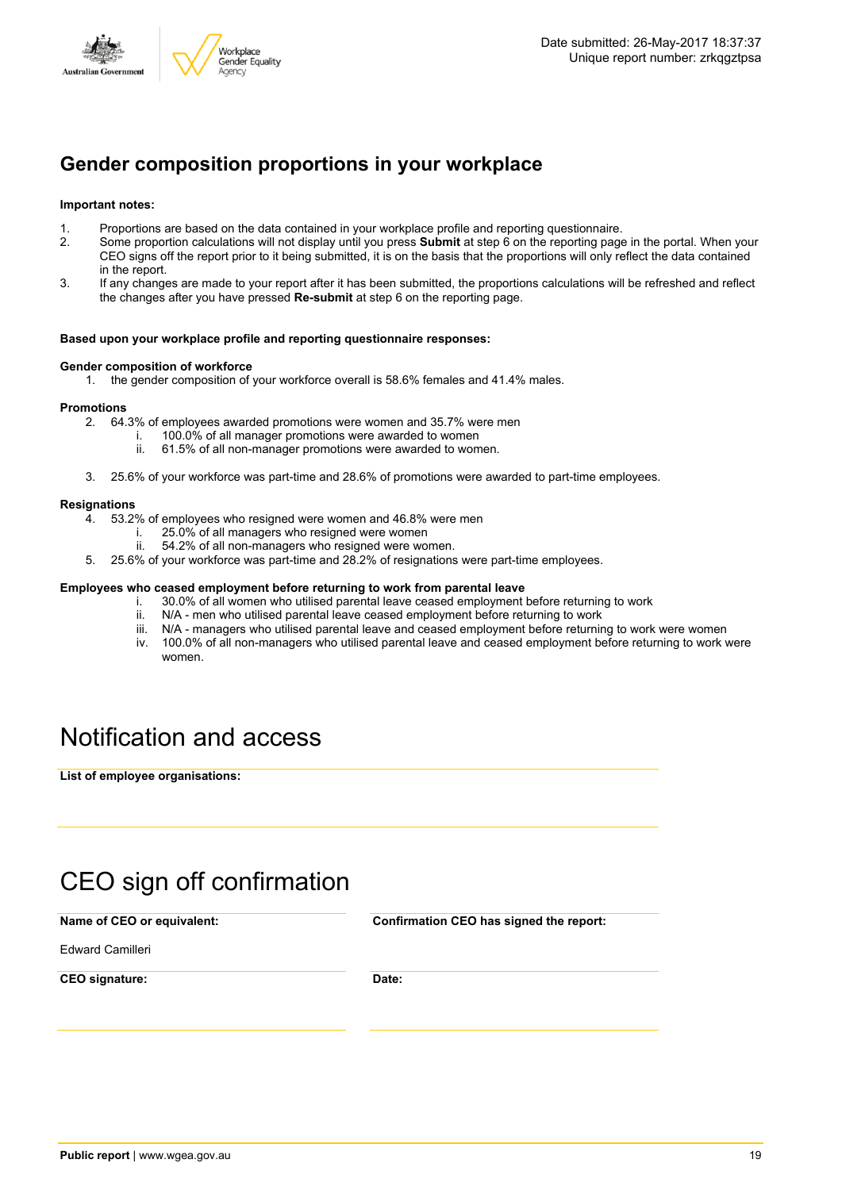## Gender composition proportions in your workplace

**Important notes:**

1. Proportions are based on the data contained in your workplace profile and reporting questionnaire.
2. Some proportion calculations will not display until you press **Submit** at step 6 on the reporting page in the portal. When your CEO signs off the report prior to it being submitted, it is on the basis that the proportions will only reflect the data contained in the report.
3. If any changes are made to your report after it has been submitted, the proportions calculations will be refreshed and reflect the changes after you have pressed **Re-submit** at step 6 on the reporting page.

**Based upon your workplace profile and reporting questionnaire responses:**

**Gender composition of workforce**

1. the gender composition of your workforce overall is 58.6% females and 41.4% males.

**Promotions**

2. 64.3% of employees awarded promotions were women and 35.7% were men
   i. 100.0% of all manager promotions were awarded to women
   ii. 61.5% of all non-manager promotions were awarded to women.

3. 25.6% of your workforce was part-time and 28.6% of promotions were awarded to part-time employees.

**Resignations**

4. 53.2% of employees who resigned were women and 46.8% were men
   i. 25.0% of all managers who resigned were women
   ii. 54.2% of all non-managers who resigned were women.
5. 25.6% of your workforce was part-time and 28.2% of resignations were part-time employees.

**Employees who ceased employment before returning to work from parental leave**

i. 30.0% of all women who utilised parental leave ceased employment before returning to work
ii. N/A - men who utilised parental leave ceased employment before returning to work
iii. N/A - managers who utilised parental leave and ceased employment before returning to work were women
iv. 100.0% of all non-managers who utilised parental leave and ceased employment before returning to work were women.

# Notification and access

**List of employee organisations:**

# CEO sign off confirmation

**Name of CEO or equivalent:**

Edward Camilleri

**Confirmation CEO has signed the report:**

**CEO signature:**

**Date:**